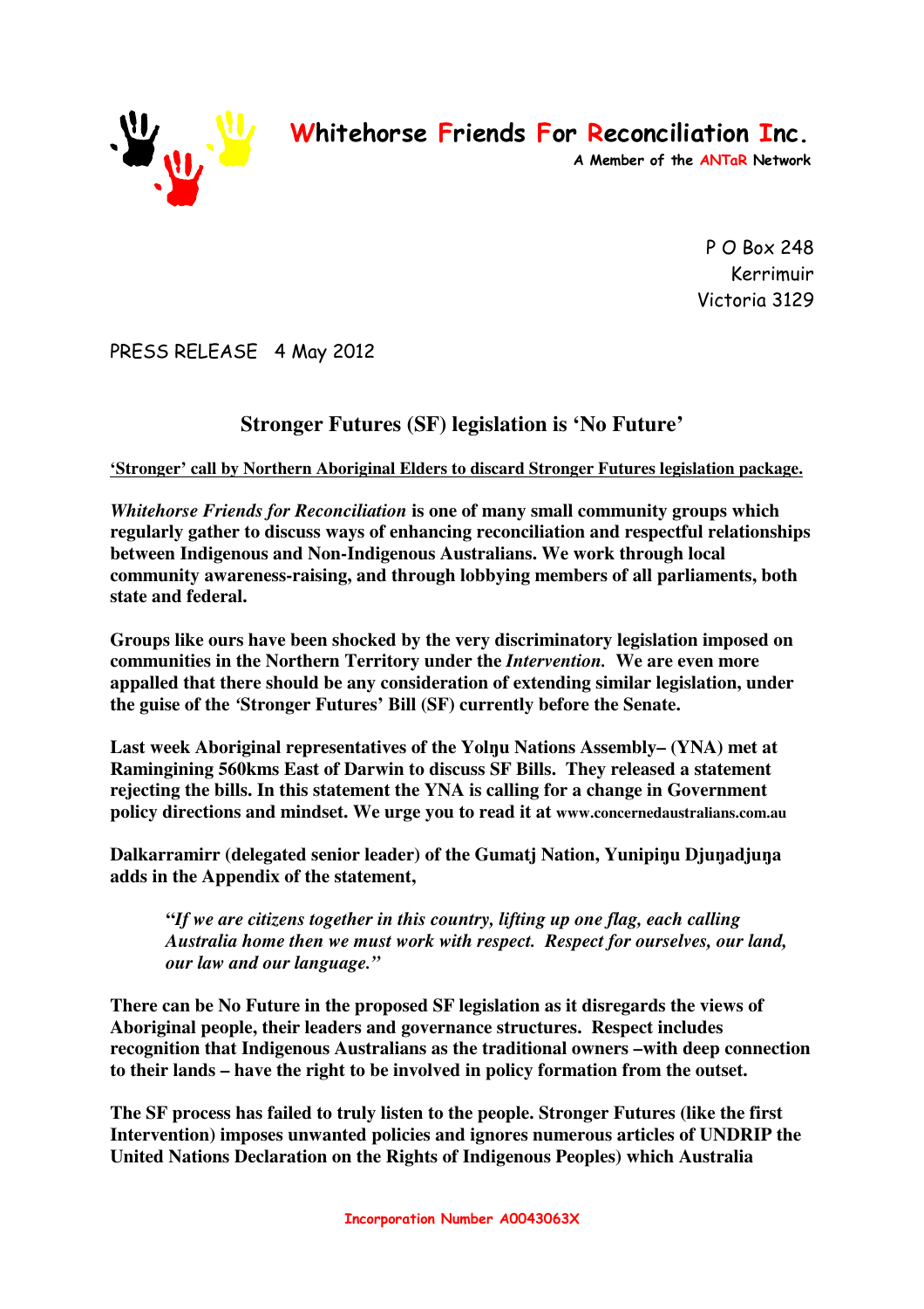# Whitehorse Friends For Reconciliation Inc.

A Member of the ANTaR Network

P O Box 248
Kerrimuir
Victoria 3129

PRESS RELEASE 4 May 2012

## Stronger Futures (SF) legislation is 'No Future'

**'Stronger' call by Northern Aboriginal Elders to discard Stronger Futures legislation package.**

***Whitehorse Friends for Reconciliation*** **is one of many small community groups which regularly gather to discuss ways of enhancing reconciliation and respectful relationships between Indigenous and Non-Indigenous Australians. We work through local community awareness-raising, and through lobbying members of all parliaments, both state and federal.**

**Groups like ours have been shocked by the very discriminatory legislation imposed on communities in the Northern Territory under the** ***Intervention.*** **We are even more appalled that there should be any consideration of extending similar legislation, under the guise of the 'Stronger Futures' Bill (SF) currently before the Senate.**

**Last week Aboriginal representatives of the Yolŋu Nations Assembly– (YNA) met at Ramingining 560kms East of Darwin to discuss SF Bills. They released a statement rejecting the bills. In this statement the YNA is calling for a change in Government policy directions and mindset. We urge you to read it at www.concernedaustralians.com.au**

**Dalkarramirr (delegated senior leader) of the Gumatj Nation, Yunipiŋu Djuŋadjuŋa adds in the Appendix of the statement,**

> ***"If we are citizens together in this country, lifting up one flag, each calling Australia home then we must work with respect. Respect for ourselves, our land, our law and our language."***

**There can be No Future in the proposed SF legislation as it disregards the views of Aboriginal people, their leaders and governance structures. Respect includes recognition that Indigenous Australians as the traditional owners –with deep connection to their lands – have the right to be involved in policy formation from the outset.**

**The SF process has failed to truly listen to the people. Stronger Futures (like the first Intervention) imposes unwanted policies and ignores numerous articles of UNDRIP the United Nations Declaration on the Rights of Indigenous Peoples) which Australia**

Incorporation Number A0043063X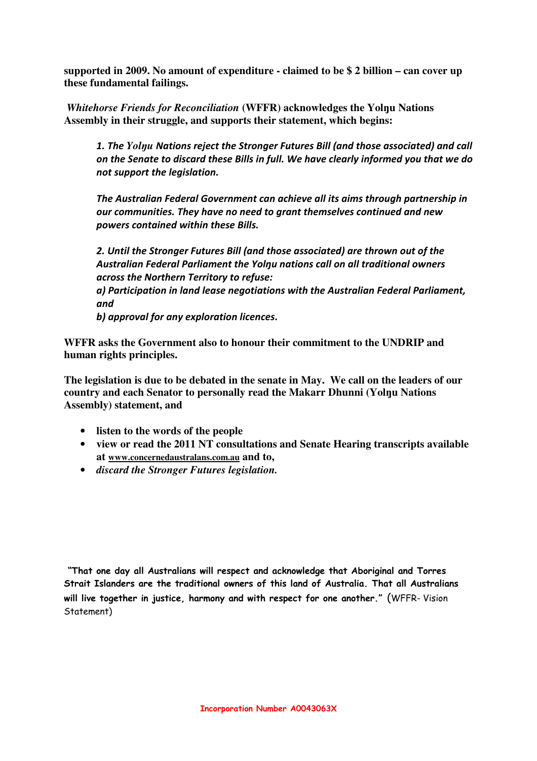**supported in 2009. No amount of expenditure - claimed to be $ 2 billion – can cover up these fundamental failings.**

***Whitehorse Friends for Reconciliation*** **(WFFR) acknowledges the Yolŋu Nations Assembly in their struggle, and supports their statement, which begins:**

> ***1. The Yolŋu Nations reject the Stronger Futures Bill (and those associated) and call on the Senate to discard these Bills in full. We have clearly informed you that we do not support the legislation.***
>
> ***The Australian Federal Government can achieve all its aims through partnership in our communities. They have no need to grant themselves continued and new powers contained within these Bills.***
>
> ***2. Until the Stronger Futures Bill (and those associated) are thrown out of the Australian Federal Parliament the Yolŋu nations call on all traditional owners across the Northern Territory to refuse:***
> ***a) Participation in land lease negotiations with the Australian Federal Parliament, and***
> ***b) approval for any exploration licences.***

**WFFR asks the Government also to honour their commitment to the UNDRIP and human rights principles.**

**The legislation is due to be debated in the senate in May. We call on the leaders of our country and each Senator to personally read the Makarr Dhunni (Yolŋu Nations Assembly) statement, and**

- **listen to the words of the people**
- **view or read the 2011 NT consultations and Senate Hearing transcripts available at www.concernedaustralans.com.au and to,**
- ***discard the Stronger Futures legislation.***

**"That one day all Australians will respect and acknowledge that Aboriginal and Torres Strait Islanders are the traditional owners of this land of Australia. That all Australians will live together in justice, harmony and with respect for one another."** (WFFR- Vision Statement)

**Incorporation Number A0043063X**